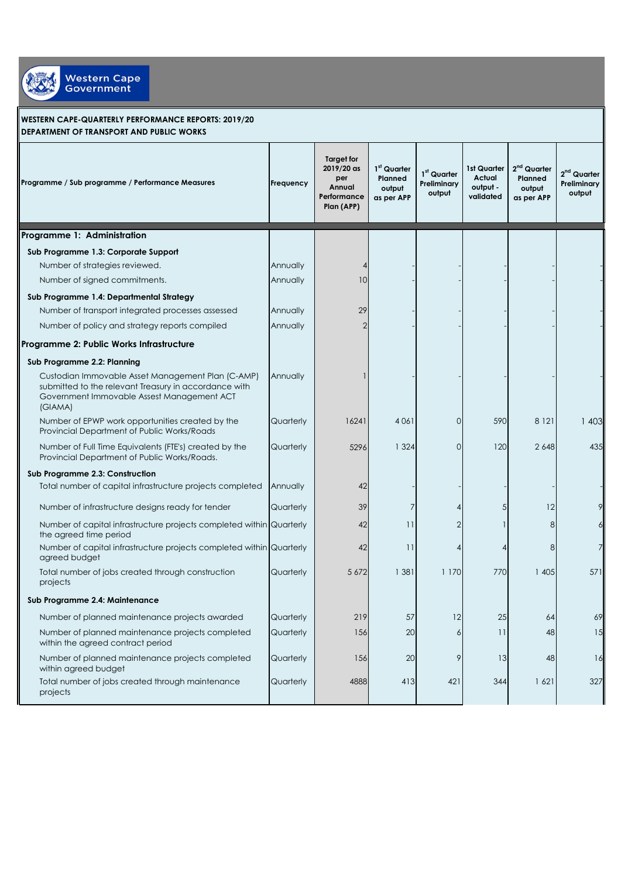Western Cape Government

**WESTERN CAPE-QUARTERLY PERFORMANCE REPORTS: 2019/20**
**DEPARTMENT OF TRANSPORT AND PUBLIC WORKS**

| Programme / Sub programme / Performance Measures | Frequency | Target for 2019/20 as per Annual Performance Plan (APP) | 1st Quarter Planned output as per APP | 1st Quarter Preliminary output | 1st Quarter Actual output - validated | 2nd Quarter Planned output as per APP | 2nd Quarter Preliminary output |
|---|---|---|---|---|---|---|---|
| **Programme 1: Administration** | | | | | | | |
| **Sub Programme 1.3: Corporate Support** | | | | | | | |
| Number of strategies reviewed. | Annually | 4 | - | - | - | - | - |
| Number of signed commitments. | Annually | 10 | - | - | - | - | - |
| **Sub Programme 1.4: Departmental Strategy** | | | | | | | |
| Number of transport integrated processes assessed | Annually | 29 | - | - | - | - | - |
| Number of policy and strategy reports compiled | Annually | 2 | - | - | - | - | - |
| **Programme 2: Public Works Infrastructure** | | | | | | | |
| **Sub Programme 2.2: Planning** | | | | | | | |
| Custodian Immovable Asset Management Plan (C-AMP) submitted to the relevant Treasury in accordance with Government Immovable Assest Management ACT (GIAMA) | Annually | 1 | - | - | - | - | - |
| Number of EPWP work opportunities created by the Provincial Department of Public Works/Roads | Quarterly | 16241 | 4 061 | 0 | 590 | 8 121 | 1 403 |
| Number of Full Time Equivalents (FTE's) created by the Provincial Department of Public Works/Roads. | Quarterly | 5296 | 1 324 | 0 | 120 | 2 648 | 435 |
| **Sub Programme 2.3: Construction** | | | | | | | |
| Total number of capital infrastructure projects completed | Annually | 42 | - | - | - | - | - |
| Number of infrastructure designs ready for tender | Quarterly | 39 | 7 | 4 | 5 | 12 | 9 |
| Number of capital infrastructure projects completed within the agreed time period | Quarterly | 42 | 11 | 2 | 1 | 8 | 6 |
| Number of capital infrastructure projects completed within agreed budget | Quarterly | 42 | 11 | 4 | 4 | 8 | 7 |
| Total number of jobs created through construction projects | Quarterly | 5 672 | 1 381 | 1 170 | 770 | 1 405 | 571 |
| **Sub Programme 2.4: Maintenance** | | | | | | | |
| Number of planned maintenance projects awarded | Quarterly | 219 | 57 | 12 | 25 | 64 | 69 |
| Number of planned maintenance projects completed within the agreed contract period | Quarterly | 156 | 20 | 6 | 11 | 48 | 15 |
| Number of planned maintenance projects completed within agreed budget | Quarterly | 156 | 20 | 9 | 13 | 48 | 16 |
| Total number of jobs created through maintenance projects | Quarterly | 4888 | 413 | 421 | 344 | 1 621 | 327 |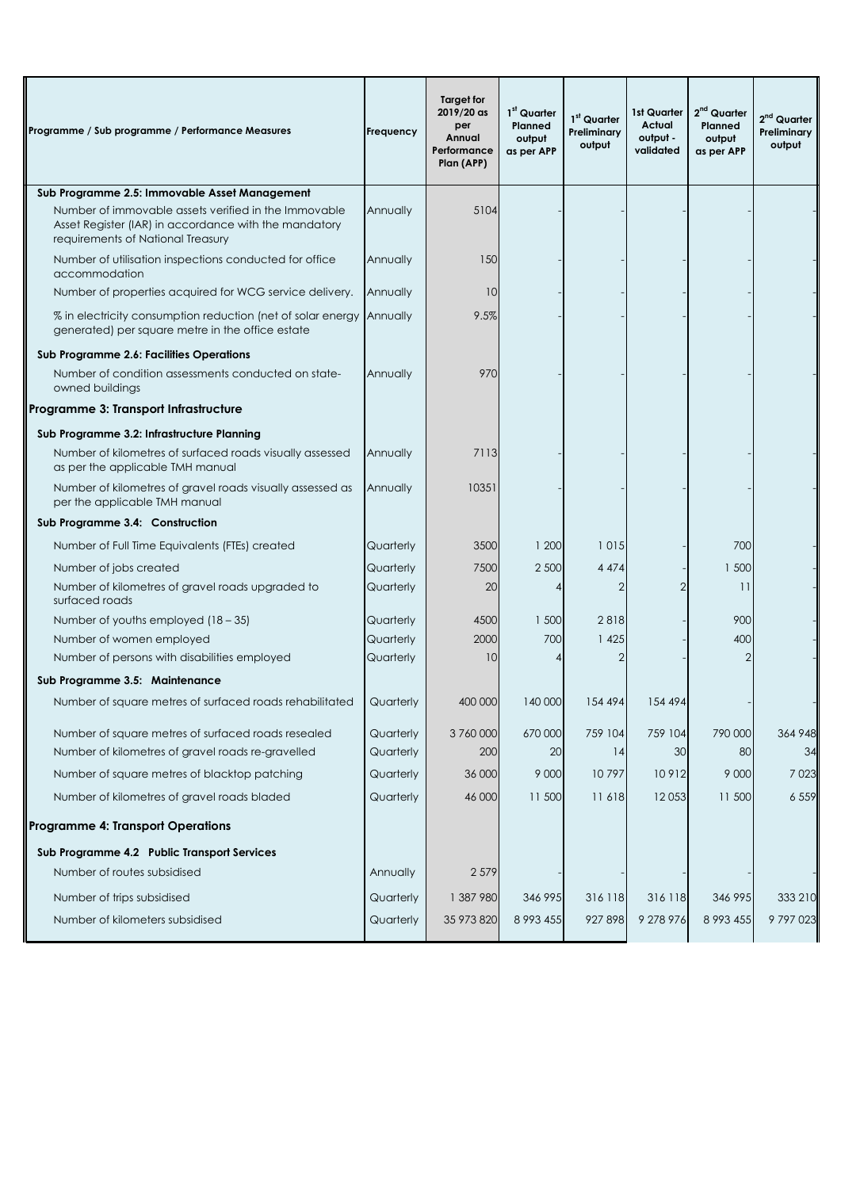| Programme / Sub programme / Performance Measures | Frequency | Target for 2019/20 as per Annual Performance Plan (APP) | 1st Quarter Planned output as per APP | 1st Quarter Preliminary output | 1st Quarter Actual output - validated | 2nd Quarter Planned output as per APP | 2nd Quarter Preliminary output |
|---|---|---|---|---|---|---|---|
| **Sub Programme 2.5: Immovable Asset Management** | | | | | | | |
| Number of immovable assets verified in the Immovable Asset Register (IAR) in accordance with the mandatory requirements of National Treasury | Annually | 5104 | - | - | - | - | - |
| Number of utilisation inspections conducted for office accommodation | Annually | 150 | - | - | - | - | - |
| Number of properties acquired for WCG service delivery. | Annually | 10 | - | - | - | - | - |
| % in electricity consumption reduction (net of solar energy generated) per square metre in the office estate | Annually | 9.5% | - | - | - | - | - |
| **Sub Programme 2.6: Facilities Operations** | | | | | | | |
| Number of condition assessments conducted on state-owned buildings | Annually | 970 | - | - | - | - | - |
| **Programme 3: Transport Infrastructure** | | | | | | | |
| **Sub Programme 3.2: Infrastructure Planning** | | | | | | | |
| Number of kilometres of surfaced roads visually assessed as per the applicable TMH manual | Annually | 7113 | - | - | - | - | - |
| Number of kilometres of gravel roads visually assessed as per the applicable TMH manual | Annually | 10351 | - | - | - | - | - |
| **Sub Programme 3.4: Construction** | | | | | | | |
| Number of Full Time Equivalents (FTEs) created | Quarterly | 3500 | 1 200 | 1 015 | - | 700 | - |
| Number of jobs created | Quarterly | 7500 | 2 500 | 4 474 | - | 1 500 | - |
| Number of kilometres of gravel roads upgraded to surfaced roads | Quarterly | 20 | 4 | 2 | 2 | 11 | - |
| Number of youths employed (18 – 35) | Quarterly | 4500 | 1 500 | 2 818 | - | 900 | - |
| Number of women employed | Quarterly | 2000 | 700 | 1 425 | - | 400 | - |
| Number of persons with disabilities employed | Quarterly | 10 | 4 | 2 | - | 2 | - |
| **Sub Programme 3.5: Maintenance** | | | | | | | |
| Number of square metres of surfaced roads rehabilitated | Quarterly | 400 000 | 140 000 | 154 494 | 154 494 | - | - |
| Number of square metres of surfaced roads resealed | Quarterly | 3 760 000 | 670 000 | 759 104 | 759 104 | 790 000 | 364 948 |
| Number of kilometres of gravel roads re-gravelled | Quarterly | 200 | 20 | 14 | 30 | 80 | 34 |
| Number of square metres of blacktop patching | Quarterly | 36 000 | 9 000 | 10 797 | 10 912 | 9 000 | 7 023 |
| Number of kilometres of gravel roads bladed | Quarterly | 46 000 | 11 500 | 11 618 | 12 053 | 11 500 | 6 559 |
| **Programme 4: Transport Operations** | | | | | | | |
| **Sub Programme 4.2 Public Transport Services** | | | | | | | |
| Number of routes subsidised | Annually | 2 579 | - | - | - | - | - |
| Number of trips subsidised | Quarterly | 1 387 980 | 346 995 | 316 118 | 316 118 | 346 995 | 333 210 |
| Number of kilometers subsidised | Quarterly | 35 973 820 | 8 993 455 | 927 898 | 9 278 976 | 8 993 455 | 9 797 023 |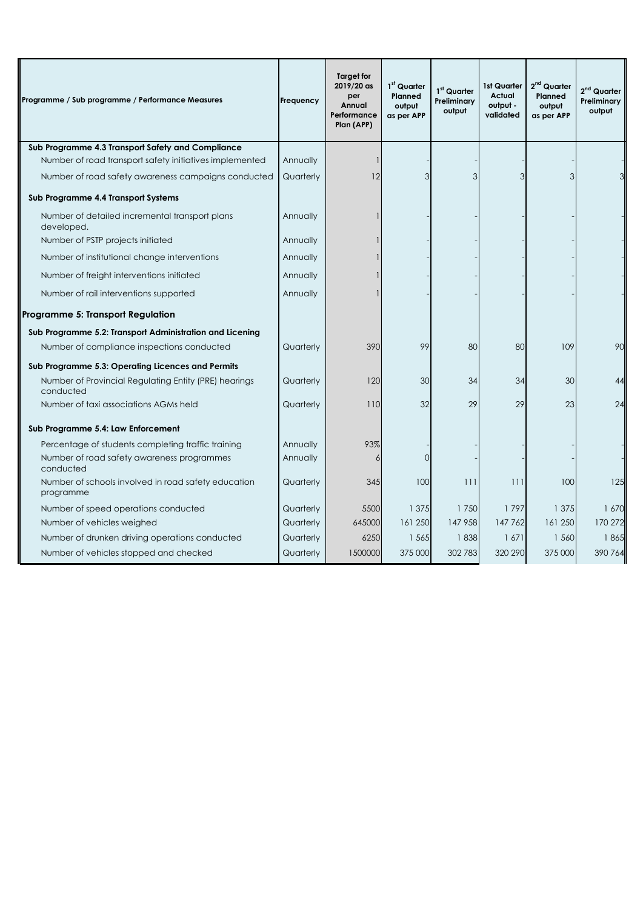| Programme / Sub programme / Performance Measures | Frequency | Target for 2019/20 as per Annual Performance Plan (APP) | 1st Quarter Planned output as per APP | 1st Quarter Preliminary output | 1st Quarter Actual output - validated | 2nd Quarter Planned output as per APP | 2nd Quarter Preliminary output |
|---|---|---|---|---|---|---|---|
| **Sub Programme 4.3 Transport Safety and Compliance** | | | | | | | |
| Number of road transport safety initiatives implemented | Annually | 1 | - | - | - | - | - |
| Number of road safety awareness campaigns conducted | Quarterly | 12 | 3 | 3 | 3 | 3 | 3 |
| **Sub Programme 4.4 Transport Systems** | | | | | | | |
| Number of detailed incremental transport plans developed. | Annually | 1 | - | - | - | - | - |
| Number of PSTP projects initiated | Annually | 1 | - | - | - | - | - |
| Number of institutional change interventions | Annually | 1 | - | - | - | - | - |
| Number of freight interventions initiated | Annually | 1 | - | - | - | - | - |
| Number of rail interventions supported | Annually | 1 | - | - | - | - | - |
| **Programme 5: Transport Regulation** | | | | | | | |
| **Sub Programme 5.2: Transport Administration and Licening** | | | | | | | |
| Number of compliance inspections conducted | Quarterly | 390 | 99 | 80 | 80 | 109 | 90 |
| **Sub Programme 5.3: Operating Licences and Permits** | | | | | | | |
| Number of Provincial Regulating Entity (PRE) hearings conducted | Quarterly | 120 | 30 | 34 | 34 | 30 | 44 |
| Number of taxi associations AGMs held | Quarterly | 110 | 32 | 29 | 29 | 23 | 24 |
| **Sub Programme 5.4: Law Enforcement** | | | | | | | |
| Percentage of students completing traffic training | Annually | 93% | - | - | - | - | - |
| Number of road safety awareness programmes conducted | Annually | 6 | 0 | - | - | - | - |
| Number of schools involved in road safety education programme | Quarterly | 345 | 100 | 111 | 111 | 100 | 125 |
| Number of speed operations conducted | Quarterly | 5500 | 1 375 | 1 750 | 1 797 | 1 375 | 1 670 |
| Number of vehicles weighed | Quarterly | 645000 | 161 250 | 147 958 | 147 762 | 161 250 | 170 272 |
| Number of drunken driving operations conducted | Quarterly | 6250 | 1 565 | 1 838 | 1 671 | 1 560 | 1 865 |
| Number of vehicles stopped and checked | Quarterly | 1500000 | 375 000 | 302 783 | 320 290 | 375 000 | 390 764 |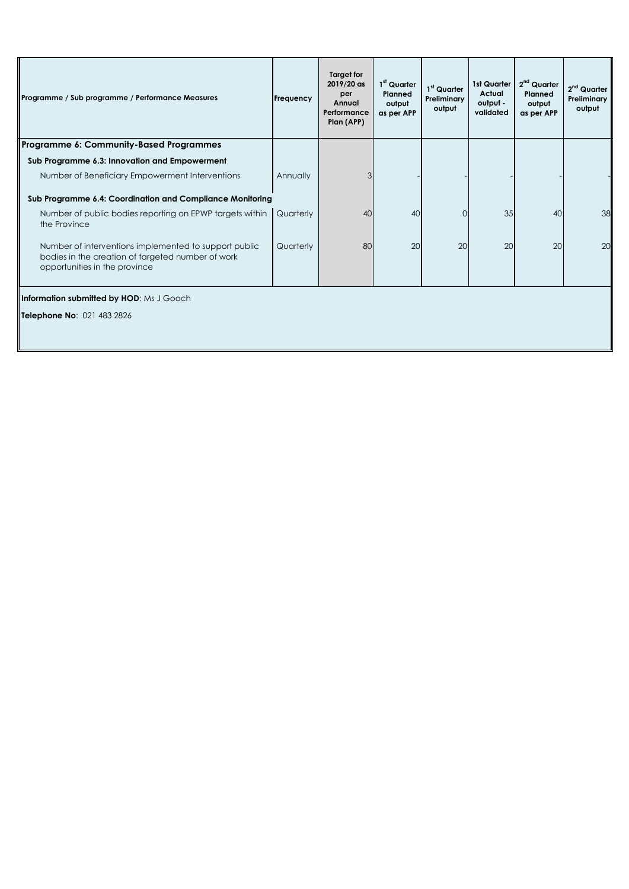| Programme / Sub programme / Performance Measures | Frequency | Target for 2019/20 as per Annual Performance Plan (APP) | 1st Quarter Planned output as per APP | 1st Quarter Preliminary output | 1st Quarter Actual output - validated | 2nd Quarter Planned output as per APP | 2nd Quarter Preliminary output |
|---|---|---|---|---|---|---|---|
| **Programme 6: Community-Based Programmes** | | | | | | | |
| **Sub Programme 6.3: Innovation and Empowerment** | | | | | | | |
| Number of Beneficiary Empowerment Interventions | Annually | 3 | - | - | - | - | - |
| **Sub Programme 6.4: Coordination and Compliance Monitoring** | | | | | | | |
| Number of public bodies reporting on EPWP targets within the Province | Quarterly | 40 | 40 | 0 | 35 | 40 | 38 |
| Number of interventions implemented to support public bodies in the creation of targeted number of work opportunities in the province | Quarterly | 80 | 20 | 20 | 20 | 20 | 20 |

**Information submitted by HOD**: Ms J Gooch

**Telephone No**: 021 483 2826